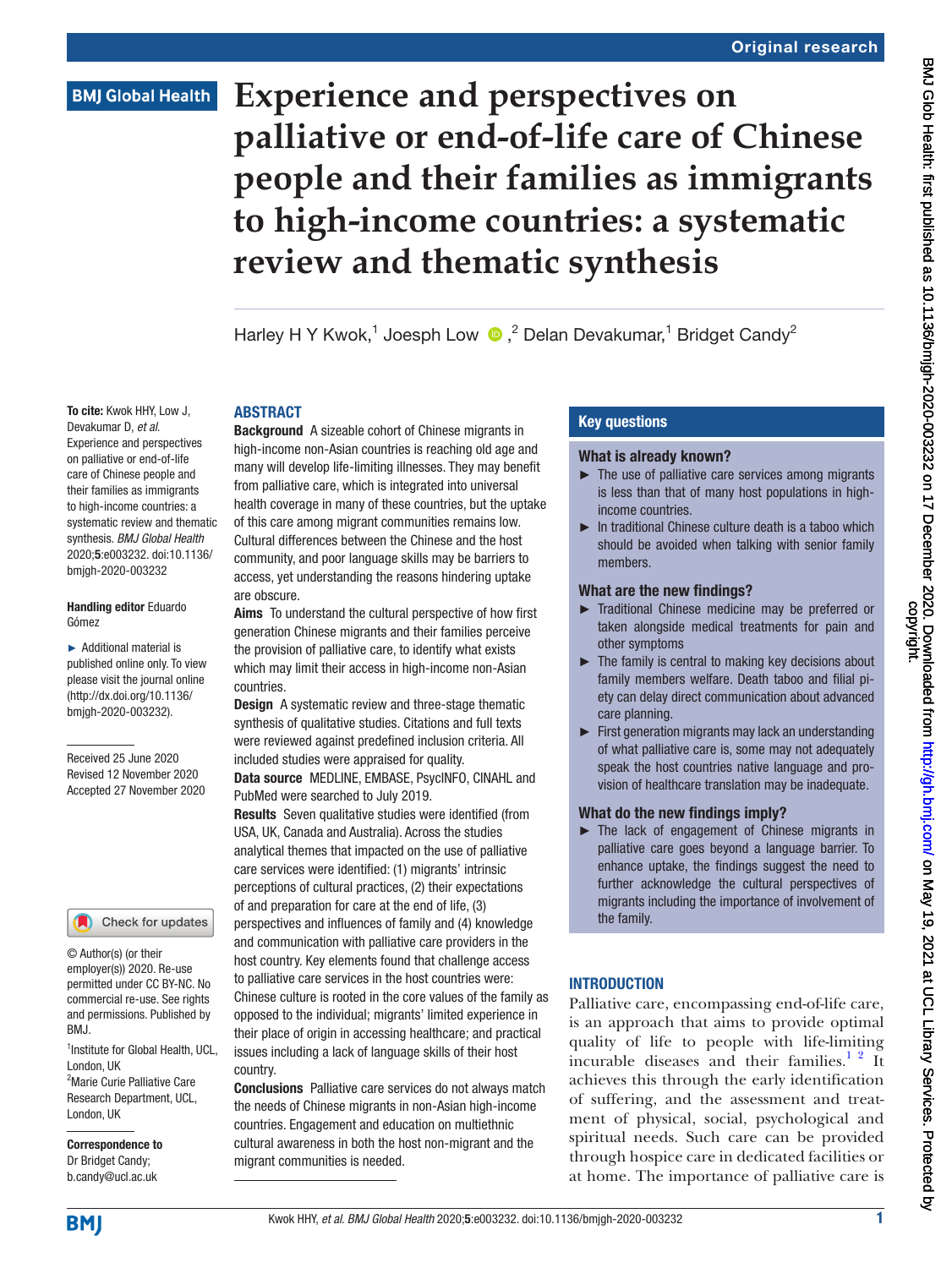Original research

# Experience and perspectives on palliative or end-of-life care of Chinese people and their families as immigrants to high-income countries: a systematic review and thematic synthesis

Harley H Y Kwok,[1] Joesph Low,[2] Delan Devakumar,[1] Bridget Candy[2]

**To cite:** Kwok HHY, Low J, Devakumar D, *et al*. Experience and perspectives on palliative or end-of-life care of Chinese people and their families as immigrants to high-income countries: a systematic review and thematic synthesis. *BMJ Global Health* 2020;**5**:e003232. doi:10.1136/bmjgh-2020-003232

**Handling editor** Eduardo Gómez

► Additional material is published online only. To view please visit the journal online (http://dx.doi.org/10.1136/bmjgh-2020-003232).

Received 25 June 2020
Revised 12 November 2020
Accepted 27 November 2020

© Author(s) (or their employer(s)) 2020. Re-use permitted under CC BY-NC. No commercial re-use. See rights and permissions. Published by BMJ.

[1]Institute for Global Health, UCL, London, UK
[2]Marie Curie Palliative Care Research Department, UCL, London, UK

**Correspondence to**
Dr Bridget Candy;
b.candy@ucl.ac.uk

## ABSTRACT

**Background** A sizeable cohort of Chinese migrants in high-income non-Asian countries is reaching old age and many will develop life-limiting illnesses. They may benefit from palliative care, which is integrated into universal health coverage in many of these countries, but the uptake of this care among migrant communities remains low. Cultural differences between the Chinese and the host community, and poor language skills may be barriers to access, yet understanding the reasons hindering uptake are obscure.

**Aims** To understand the cultural perspective of how first generation Chinese migrants and their families perceive the provision of palliative care, to identify what exists which may limit their access in high-income non-Asian countries.

**Design** A systematic review and three-stage thematic synthesis of qualitative studies. Citations and full texts were reviewed against predefined inclusion criteria. All included studies were appraised for quality.

**Data source** MEDLINE, EMBASE, PsycINFO, CINAHL and PubMed were searched to July 2019.

**Results** Seven qualitative studies were identified (from USA, UK, Canada and Australia). Across the studies analytical themes that impacted on the use of palliative care services were identified: (1) migrants' intrinsic perceptions of cultural practices, (2) their expectations of and preparation for care at the end of life, (3) perspectives and influences of family and (4) knowledge and communication with palliative care providers in the host country. Key elements found that challenge access to palliative care services in the host countries were: Chinese culture is rooted in the core values of the family as opposed to the individual; migrants' limited experience in their place of origin in accessing healthcare; and practical issues including a lack of language skills of their host country.

**Conclusions** Palliative care services do not always match the needs of Chinese migrants in non-Asian high-income countries. Engagement and education on multiethnic cultural awareness in both the host non-migrant and the migrant communities is needed.

## Key questions

### What is already known?

- ► The use of palliative care services among migrants is less than that of many host populations in high-income countries.
- ► In traditional Chinese culture death is a taboo which should be avoided when talking with senior family members.

### What are the new findings?

- ► Traditional Chinese medicine may be preferred or taken alongside medical treatments for pain and other symptoms
- ► The family is central to making key decisions about family members welfare. Death taboo and filial piety can delay direct communication about advanced care planning.
- ► First generation migrants may lack an understanding of what palliative care is, some may not adequately speak the host countries native language and provision of healthcare translation may be inadequate.

### What do the new findings imply?

- ► The lack of engagement of Chinese migrants in palliative care goes beyond a language barrier. To enhance uptake, the findings suggest the need to further acknowledge the cultural perspectives of migrants including the importance of involvement of the family.

## INTRODUCTION

Palliative care, encompassing end-of-life care, is an approach that aims to provide optimal quality of life to people with life-limiting incurable diseases and their families.[1 2] It achieves this through the early identification of suffering, and the assessment and treatment of physical, social, psychological and spiritual needs. Such care can be provided through hospice care in dedicated facilities or at home. The importance of palliative care is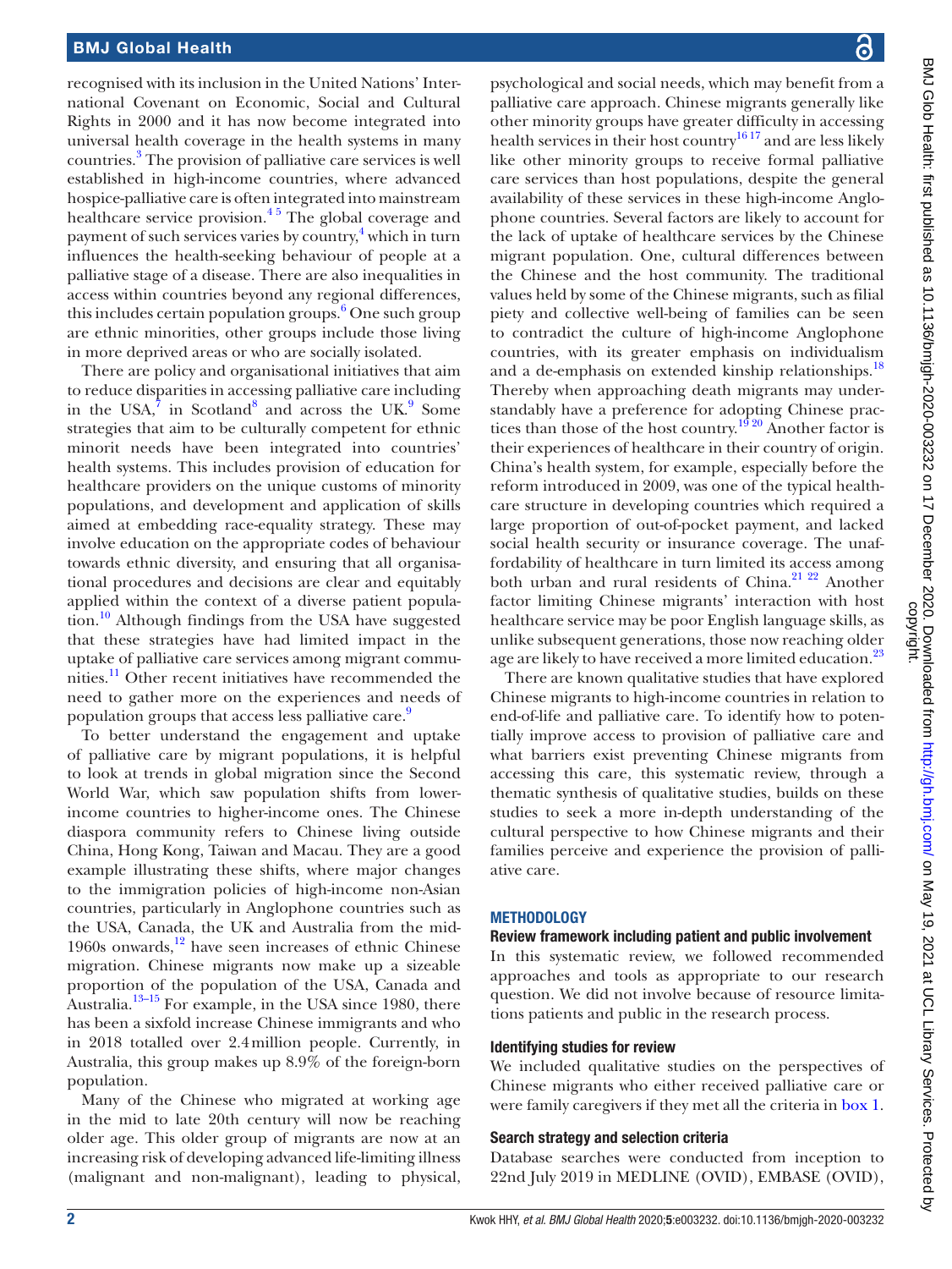recognised with its inclusion in the United Nations' International Covenant on Economic, Social and Cultural Rights in 2000 and it has now become integrated into universal health coverage in the health systems in many countries.[3] The provision of palliative care services is well established in high-income countries, where advanced hospice-palliative care is often integrated into mainstream healthcare service provision.[4 5] The global coverage and payment of such services varies by country,[4] which in turn influences the health-seeking behaviour of people at a palliative stage of a disease. There are also inequalities in access within countries beyond any regional differences, this includes certain population groups.[6] One such group are ethnic minorities, other groups include those living in more deprived areas or who are socially isolated.

There are policy and organisational initiatives that aim to reduce disparities in accessing palliative care including in the USA,[7] in Scotland[8] and across the UK.[9] Some strategies that aim to be culturally competent for ethnic minorit needs have been integrated into countries' health systems. This includes provision of education for healthcare providers on the unique customs of minority populations, and development and application of skills aimed at embedding race-equality strategy. These may involve education on the appropriate codes of behaviour towards ethnic diversity, and ensuring that all organisational procedures and decisions are clear and equitably applied within the context of a diverse patient population.[10] Although findings from the USA have suggested that these strategies have had limited impact in the uptake of palliative care services among migrant communities.[11] Other recent initiatives have recommended the need to gather more on the experiences and needs of population groups that access less palliative care.[9]

To better understand the engagement and uptake of palliative care by migrant populations, it is helpful to look at trends in global migration since the Second World War, which saw population shifts from lower-income countries to higher-income ones. The Chinese diaspora community refers to Chinese living outside China, Hong Kong, Taiwan and Macau. They are a good example illustrating these shifts, where major changes to the immigration policies of high-income non-Asian countries, particularly in Anglophone countries such as the USA, Canada, the UK and Australia from the mid-1960s onwards,[12] have seen increases of ethnic Chinese migration. Chinese migrants now make up a sizeable proportion of the population of the USA, Canada and Australia.[13–15] For example, in the USA since 1980, there has been a sixfold increase Chinese immigrants and who in 2018 totalled over 2.4 million people. Currently, in Australia, this group makes up 8.9% of the foreign-born population.

Many of the Chinese who migrated at working age in the mid to late 20th century will now be reaching older age. This older group of migrants are now at an increasing risk of developing advanced life-limiting illness (malignant and non-malignant), leading to physical, psychological and social needs, which may benefit from a palliative care approach. Chinese migrants generally like other minority groups have greater difficulty in accessing health services in their host country[16 17] and are less likely like other minority groups to receive formal palliative care services than host populations, despite the general availability of these services in these high-income Anglophone countries. Several factors are likely to account for the lack of uptake of healthcare services by the Chinese migrant population. One, cultural differences between the Chinese and the host community. The traditional values held by some of the Chinese migrants, such as filial piety and collective well-being of families can be seen to contradict the culture of high-income Anglophone countries, with its greater emphasis on individualism and a de-emphasis on extended kinship relationships.[18] Thereby when approaching death migrants may understandably have a preference for adopting Chinese practices than those of the host country.[19 20] Another factor is their experiences of healthcare in their country of origin. China's health system, for example, especially before the reform introduced in 2009, was one of the typical healthcare structure in developing countries which required a large proportion of out-of-pocket payment, and lacked social health security or insurance coverage. The unaffordability of healthcare in turn limited its access among both urban and rural residents of China.[21 22] Another factor limiting Chinese migrants' interaction with host healthcare service may be poor English language skills, as unlike subsequent generations, those now reaching older age are likely to have received a more limited education.[23]

There are known qualitative studies that have explored Chinese migrants to high-income countries in relation to end-of-life and palliative care. To identify how to potentially improve access to provision of palliative care and what barriers exist preventing Chinese migrants from accessing this care, this systematic review, through a thematic synthesis of qualitative studies, builds on these studies to seek a more in-depth understanding of the cultural perspective to how Chinese migrants and their families perceive and experience the provision of palliative care.

## METHODOLOGY

### Review framework including patient and public involvement

In this systematic review, we followed recommended approaches and tools as appropriate to our research question. We did not involve because of resource limitations patients and public in the research process.

### Identifying studies for review

We included qualitative studies on the perspectives of Chinese migrants who either received palliative care or were family caregivers if they met all the criteria in box 1.

### Search strategy and selection criteria

Database searches were conducted from inception to 22nd July 2019 in MEDLINE (OVID), EMBASE (OVID),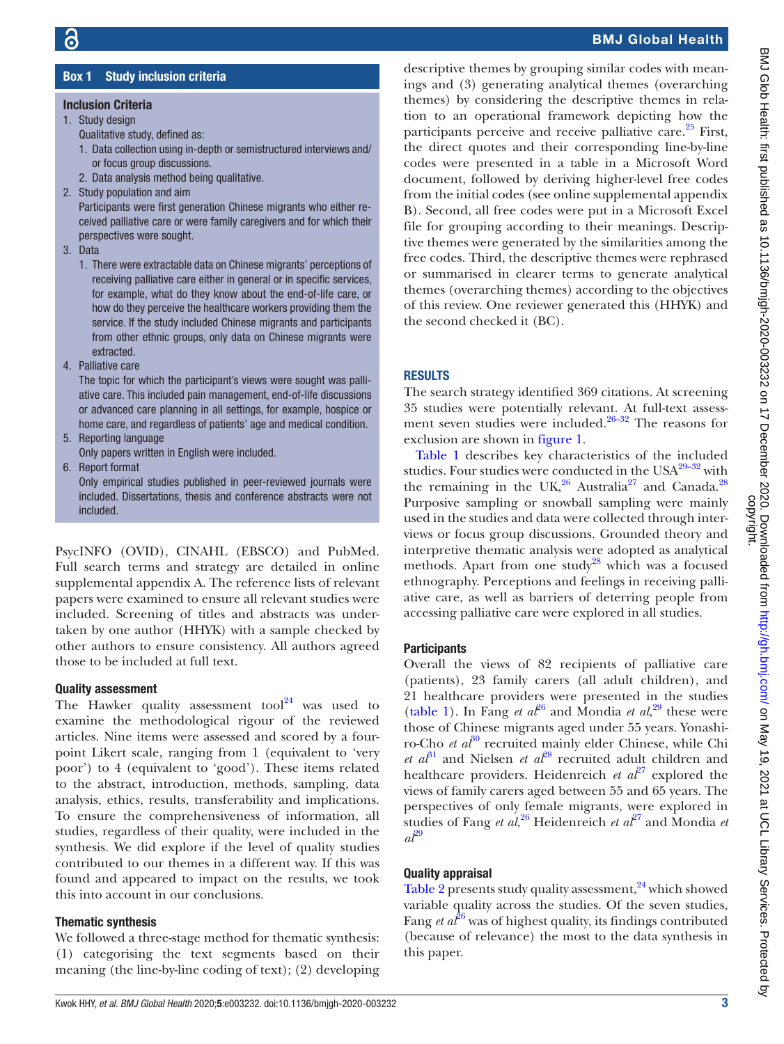## Box 1 Study inclusion criteria

**Inclusion Criteria**

1. Study design
   Qualitative study, defined as:
   1. Data collection using in-depth or semistructured interviews and/or focus group discussions.
   2. Data analysis method being qualitative.
2. Study population and aim
   Participants were first generation Chinese migrants who either received palliative care or were family caregivers and for which their perspectives were sought.
3. Data
   1. There were extractable data on Chinese migrants' perceptions of receiving palliative care either in general or in specific services, for example, what do they know about the end-of-life care, or how do they perceive the healthcare workers providing them the service. If the study included Chinese migrants and participants from other ethnic groups, only data on Chinese migrants were extracted.
4. Palliative care
   The topic for which the participant's views were sought was palliative care. This included pain management, end-of-life discussions or advanced care planning in all settings, for example, hospice or home care, and regardless of patients' age and medical condition.
5. Reporting language
   Only papers written in English were included.
6. Report format
   Only empirical studies published in peer-reviewed journals were included. Dissertations, thesis and conference abstracts were not included.

PsycINFO (OVID), CINAHL (EBSCO) and PubMed. Full search terms and strategy are detailed in online supplemental appendix A. The reference lists of relevant papers were examined to ensure all relevant studies were included. Screening of titles and abstracts was undertaken by one author (HHYK) with a sample checked by other authors to ensure consistency. All authors agreed those to be included at full text.

### Quality assessment

The Hawker quality assessment tool[24] was used to examine the methodological rigour of the reviewed articles. Nine items were assessed and scored by a four-point Likert scale, ranging from 1 (equivalent to 'very poor') to 4 (equivalent to 'good'). These items related to the abstract, introduction, methods, sampling, data analysis, ethics, results, transferability and implications. To ensure the comprehensiveness of information, all studies, regardless of their quality, were included in the synthesis. We did explore if the level of quality studies contributed to our themes in a different way. If this was found and appeared to impact on the results, we took this into account in our conclusions.

### Thematic synthesis

We followed a three-stage method for thematic synthesis: (1) categorising the text segments based on their meaning (the line-by-line coding of text); (2) developing descriptive themes by grouping similar codes with meanings and (3) generating analytical themes (overarching themes) by considering the descriptive themes in relation to an operational framework depicting how the participants perceive and receive palliative care.[25] First, the direct quotes and their corresponding line-by-line codes were presented in a table in a Microsoft Word document, followed by deriving higher-level free codes from the initial codes (see online supplemental appendix B). Second, all free codes were put in a Microsoft Excel file for grouping according to their meanings. Descriptive themes were generated by the similarities among the free codes. Third, the descriptive themes were rephrased or summarised in clearer terms to generate analytical themes (overarching themes) according to the objectives of this review. One reviewer generated this (HHYK) and the second checked it (BC).

## RESULTS

The search strategy identified 369 citations. At screening 35 studies were potentially relevant. At full-text assessment seven studies were included.[26–32] The reasons for exclusion are shown in figure 1.

Table 1 describes key characteristics of the included studies. Four studies were conducted in the USA[29–32] with the remaining in the UK,[26] Australia[27] and Canada.[28] Purposive sampling or snowball sampling were mainly used in the studies and data were collected through interviews or focus group discussions. Grounded theory and interpretive thematic analysis were adopted as analytical methods. Apart from one study[28] which was a focused ethnography. Perceptions and feelings in receiving palliative care, as well as barriers of deterring people from accessing palliative care were explored in all studies.

### Participants

Overall the views of 82 recipients of palliative care (patients), 23 family carers (all adult children), and 21 healthcare providers were presented in the studies (table 1). In Fang *et al*[26] and Mondia *et al*,[29] these were those of Chinese migrants aged under 55 years. Yonashiro-Cho *et al*[30] recruited mainly elder Chinese, while Chi *et al*[31] and Nielsen *et al*[28] recruited adult children and healthcare providers. Heidenreich *et al*[27] explored the views of family carers aged between 55 and 65 years. The perspectives of only female migrants, were explored in studies of Fang *et al*,[26] Heidenreich *et al*[27] and Mondia *et al*[29]

### Quality appraisal

Table 2 presents study quality assessment,[24] which showed variable quality across the studies. Of the seven studies, Fang *et al*[26] was of highest quality, its findings contributed (because of relevance) the most to the data synthesis in this paper.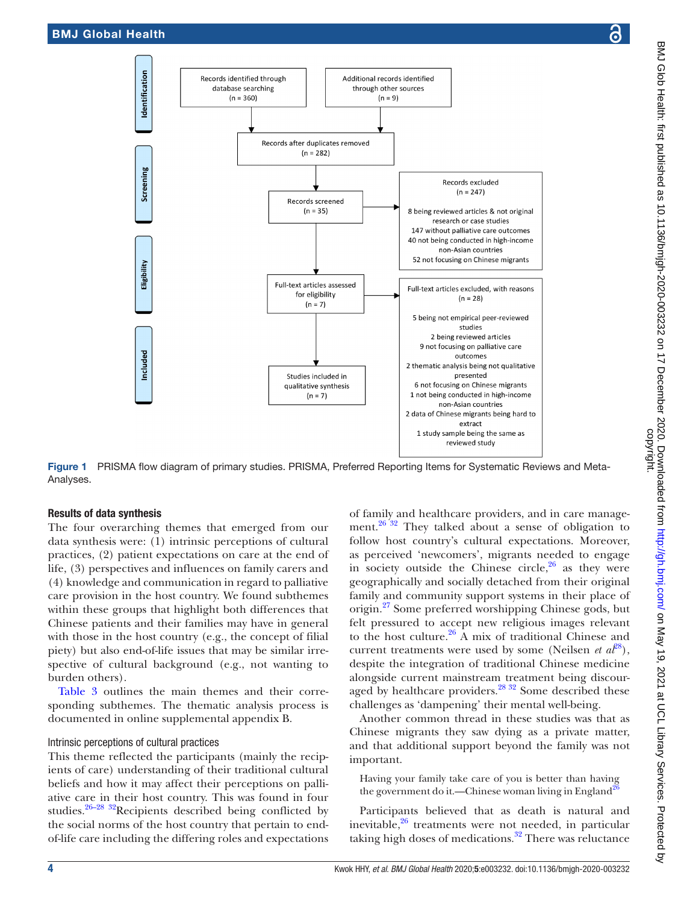Identification

Screening

Eligibility

Included

Records identified through database searching (n = 360)

Additional records identified through other sources (n = 9)

Records after duplicates removed (n = 282)

Records screened (n = 35)

Records excluded (n = 247)

8 being reviewed articles & not original research or case studies
147 without palliative care outcomes
40 not being conducted in high-income non-Asian countries
52 not focusing on Chinese migrants

Full-text articles assessed for eligibility (n = 7)

Full-text articles excluded, with reasons (n = 28)

5 being not empirical peer-reviewed studies
2 being reviewed articles
9 not focusing on palliative care outcomes
2 thematic analysis being not qualitative presented
6 not focusing on Chinese migrants
1 not being conducted in high-income non-Asian countries
2 data of Chinese migrants being hard to extract
1 study sample being the same as reviewed study

Studies included in qualitative synthesis (n = 7)

**Figure 1** PRISMA flow diagram of primary studies. PRISMA, Preferred Reporting Items for Systematic Reviews and Meta-Analyses.

## Results of data synthesis

The four overarching themes that emerged from our data synthesis were: (1) intrinsic perceptions of cultural practices, (2) patient expectations on care at the end of life, (3) perspectives and influences on family carers and (4) knowledge and communication in regard to palliative care provision in the host country. We found subthemes within these groups that highlight both differences that Chinese patients and their families may have in general with those in the host country (e.g., the concept of filial piety) but also end-of-life issues that may be similar irrespective of cultural background (e.g., not wanting to burden others).

Table 3 outlines the main themes and their corresponding subthemes. The thematic analysis process is documented in online supplemental appendix B.

### Intrinsic perceptions of cultural practices

This theme reflected the participants (mainly the recipients of care) understanding of their traditional cultural beliefs and how it may affect their perceptions on palliative care in their host country. This was found in four studies.[26–28 32]Recipients described being conflicted by the social norms of the host country that pertain to end-of-life care including the differing roles and expectations of family and healthcare providers, and in care management.[26 32] They talked about a sense of obligation to follow host country's cultural expectations. Moreover, as perceived 'newcomers', migrants needed to engage in society outside the Chinese circle,[26] as they were geographically and socially detached from their original family and community support systems in their place of origin.[27] Some preferred worshipping Chinese gods, but felt pressured to accept new religious images relevant to the host culture.[26] A mix of traditional Chinese and current treatments were used by some (Neilsen *et al*[28]), despite the integration of traditional Chinese medicine alongside current mainstream treatment being discouraged by healthcare providers.[28 32] Some described these challenges as 'dampening' their mental well-being.

Another common thread in these studies was that as Chinese migrants they saw dying as a private matter, and that additional support beyond the family was not important.

> Having your family take care of you is better than having the government do it.—Chinese woman living in England[26]

Participants believed that as death is natural and inevitable,[26] treatments were not needed, in particular taking high doses of medications.[32] There was reluctance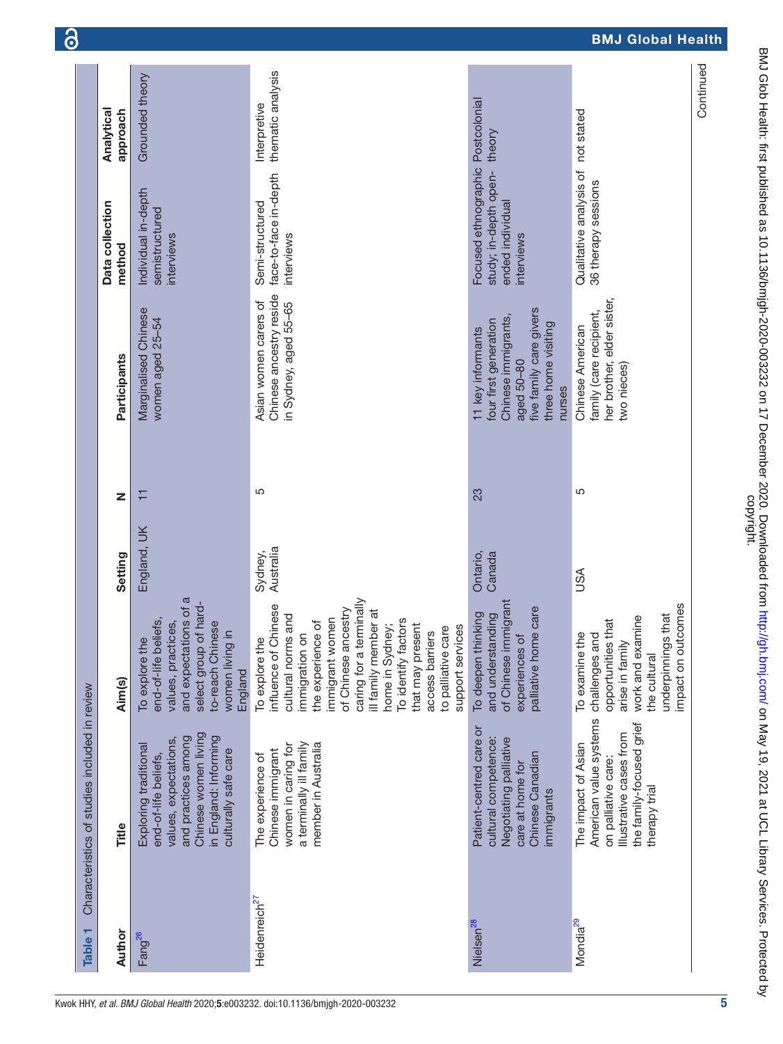**Table 1** Characteristics of studies included in review

| Author | Title | Aim(s) | Setting | N | Participants | Data collection method | Analytical approach |
|---|---|---|---|---|---|---|---|
| Fang[26] | Exploring traditional end-of-life beliefs, values, expectations, and practices among Chinese women living in England: Informing culturally safe care | To explore the end-of-life beliefs, values, practices, and expectations of a select group of hard-to-reach Chinese women living in England | England, UK | 11 | Marginalised Chinese women aged 25–54 | Individual in-depth semistructured interviews | Grounded theory |
| Heidenreich[27] | The experience of Chinese immigrant women in caring for a terminally ill family member in Australia | To explore the influence of Chinese cultural norms and immigration on the experience of immigrant women of Chinese ancestry caring for a terminally ill family member at home in Sydney; To identify factors that may present access barriers to palliative care support services | Sydney, Australia | 5 | Asian women carers of Chinese ancestry reside in Sydney, aged 55–65 | Semi-structured face-to-face in-depth interviews | Interpretive thematic analysis |
| Nielsen[28] | Patient-centred care or cultural competence: Negotiating palliative care at home for Chinese Canadian immigrants | To deepen thinking and understanding of Chinese immigrant experiences of palliative home care | Ontario, Canada | 23 | 11 key informants<br>four first generation Chinese immigrants, aged 50–80<br>five family care givers<br>three home visiting nurses | Focused ethnographic study; in-depth open-ended individual interviews | Postcolonial theory |
| Mondia[29] | The impact of Asian American value systems on palliative care: Illustrative cases from the family-focused grief therapy trial | To examine the challenges and opportunities that arise in family work and examine the cultural underpinnings that impact on outcomes | USA | 5 | Chinese American family (care recipient, her brother, elder sister, two nieces) | Qualitative analysis of 36 therapy sessions | not stated |

Continued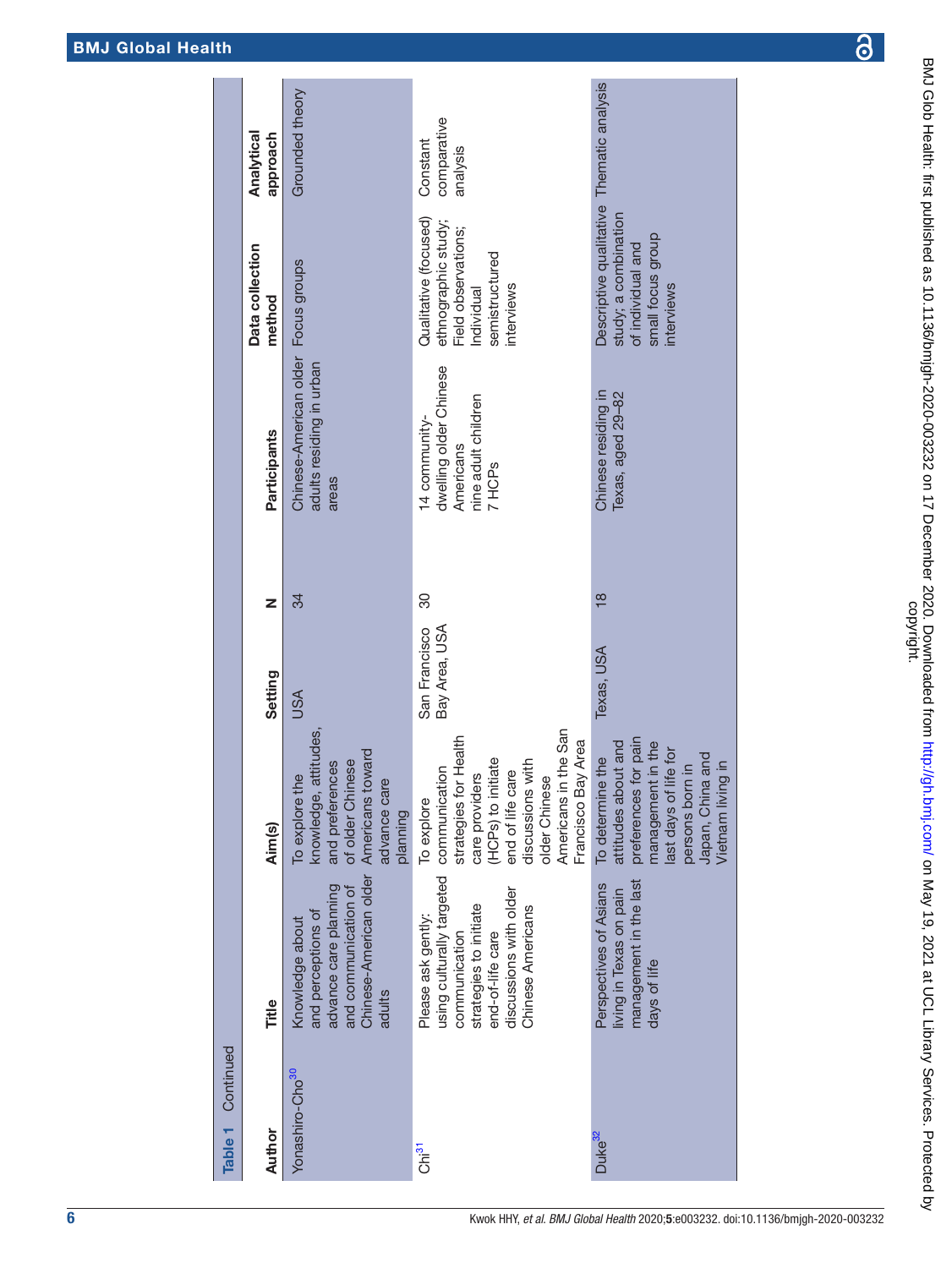Table 1 Continued

| Author | Title | Aim(s) | Setting | N | Participants | Data collection method | Analytical approach |
|---|---|---|---|---|---|---|---|
| Yonashiro-Cho[30] | Knowledge about and perceptions of advance care planning and communication of Chinese-American older adults | To explore the knowledge, attitudes, and preferences of older Chinese Americans toward advance care planning | USA | 34 | Chinese-American older adults residing in urban areas | Focus groups | Grounded theory |
| Chi[31] | Please ask gently: using culturally targeted communication strategies to initiate end-of-life care discussions with older Chinese Americans | To explore communication strategies for Health care providers (HCPs) to initiate end of life care discussions with older Chinese Americans in the San Francisco Bay Area | San Francisco Bay Area, USA | 30 | 14 community-dwelling older Chinese Americans<br>nine adult children<br>7 HCPs | Qualitative (focused) ethnographic study; Field observations; Individual semistructured interviews | Constant comparative analysis |
| Duke[32] | Perspectives of Asians living in Texas on pain management in the last days of life | To determine the attitudes about and preferences for pain management in the last days of life for persons born in Japan, China and Vietnam living in | Texas, USA | 18 | Chinese residing in Texas, aged 29–82 | Descriptive qualitative study; a combination of individual and small focus group interviews | Thematic analysis |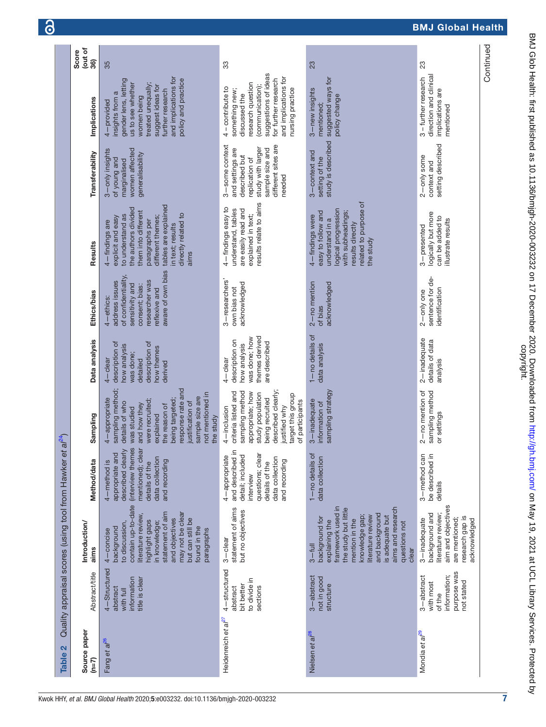**Table 2** Quality appraisal scores (using tool from Hawker *et al*[24])

| Source paper (n=7) | Abstract/title | Introduction/aims | Method/data | Sampling | Data analysis | Ethics/bias | Results | Transferability | Implications | Score (out of 36) |
|---|---|---|---|---|---|---|---|---|---|---|
| Fang *et al*[26] | 4—Structured abstract with full information title is clear | 4—concise background to discussion, contain up-to-date literature review, highlight gaps in knowledge, statement of aim and objectives may not be clear but can still be found in the paragraphs | 4—method is appropriate and described clearly (interview themes mentioned); clear details of the data collection and recording | 4—appropriate sampling method; details of who was studied and how they were recruited; explained the reason of being targeted; response rate and justification of sample size are not mentioned in the study | 4—clear description of how analysis was done; detailed description of how themes derived | 4—ethics: address issues of confidentiality, sensitivity and consent; bias: researcher was reflexive and aware of own bias | 4—findings are explicit and easy to understand as the authors divided them into different paragraphs per different themes; tables are explained in text; results directly related to aims | 3—only insights of young and marginalised women affected generalisability | 4—provided insights from a gender lens, letting us to see whether women being treated unequally; suggest ideas for further research and implications for policy and practice | 35 |
| Heidenreich *et al*[27] | 4—structured abstract bit better to divide in sections | 3—clear statement of aims but no objectives | 4—appropriate and described in detail; included interview questions; clear details of the data collection and recording | 4—inclusion criteria listed and sampling method appropriate; how study population being recruited described clearly; justified why target this group of participants | 4—clear description on how analysis was done; how themes derived are described | 3—researchers' own bias not acknowledged | 4—findings easy to understand, tables are easily read and explained in text; results relate to aims | 3—some context and settings are described but replication of study with larger sample size and different sites are needed | 4 – contribute to something new; discussed the research question (communication); suggestions of ideas for further research and implications for nursing practice | 33 |
| Nielsen *et al*[28] | 3—abstract not in good structure | 3—full background for explaining the framework used in the study but little mention in the knowledge gap; literature review and background is adequate but aims and research questions not clear | 1—no details of data collection | 3—inadequate information of sampling strategy | 1—no details of data analysis | 2—no mention of bias acknowledged | 4—findings were easy to follow and understand in a logical progression with subheadings; results directly related to purpose of the study | 3—context and setting of the study is described | 3—new insights mentioned; suggested ways for policy change | 23 |
| Mondia *et al*[29] | 3—abstract with most of the information; purpose was not stated | 3—inadequate background and literature review; aim and objectives are mentioned; research gap is acknowledged | 3—method can be described in details | 2—no mention of sampling method or settings | 2—inadequate details of data analysis | 2—only one sentence for de-identification | 3—presented logically but more can be added to illustrate results | 2—only some context and setting described | 3 – further research direction and clinical implications are mentioned | 23 |

Continued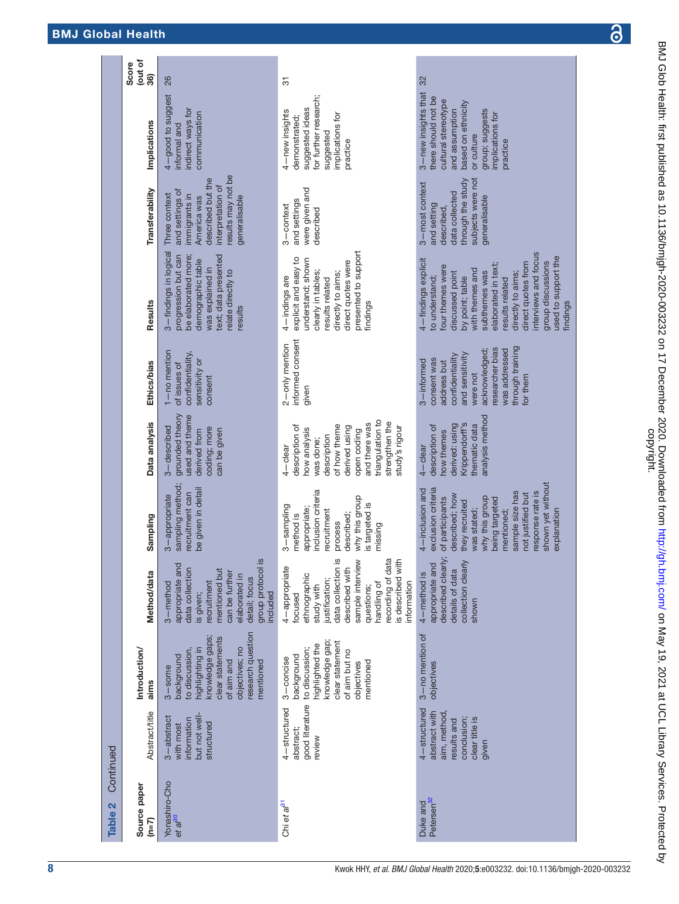**Table 2** Continued

| Source paper (n=7) | Abstract/title | Introduction/aims | Method/data | Sampling | Data analysis | Ethics/bias | Results | Transferability | Implications | Score (out of 36) |
|---|---|---|---|---|---|---|---|---|---|---|
| Yonashiro-Cho *et al*[30] | 3—abstract with most information but not well-structured | 3—some background to discussion, highlighting in knowledge gaps; clear statements of aim and objectives; no research question mentioned | 3—method appropriate and data collection is given; recruitment mentioned but can be further elaborated in detail; focus group protocol is included | 3—appropriate sampling method; recruitment can be given in detail | 3—described grounded theory used and theme derived from coding; more can be given | 1—no mention of issues of confidentiality, sensitivity or consent | 3—findings in logical progression but can be elaborated more; demographic table was explained in text; data presented relate directly to results | Three context and settings of immigrants in America was described but the interpretation of results may not be generalisable | 4—good to suggest informal and indirect ways for communication | 26 |
| Chi *et al*[31] | 4—structured abstract; good literature review | 3—concise background to discussion; highlighted the knowledge gap; clear statement of aim but no objectives mentioned | 4—appropriate focused ethnographic study with justification; data collection is described with sample interview questions; handling of recording of data is described with information | 3—sampling method is appropriate; inclusion criteria recruitment process described; why this group is targeted is missing | 4—clear description of how analysis was done; description of how theme derived using open coding and there was triangulation to strengthen the study's rigour | 2—only mention informed consent given | 4—indings are explicit and easy to understand; shown clearly in tables; results related directly to aims; direct quotes were presented to support findings | 3—context and settings were given and described | 4—new insights demonstrated; suggested ideas for further research; suggested implications for practice | 31 |
| Duke and Petersen[32] | 4—structured abstract with aim, method, results and conclusion; clear title is given | 3—no mention of objectives | 4—method is appropriate and described clearly; details of data collection clearly shown | 4—inclusion and exclusion criteria of participants described; how they recruited was stated; why this group being targeted mentioned; sample size has not justified but response rate is shown yet without explanation | 4—clear description of how themes derived: using Krippendorff's thematic data analysis method | 3—informed consent was address but confidentiality and sensitivity were not acknowledged; researcher bias was addressed through training for them | 4—findings explicit to understand; four themes were discussed point by point; table with themes and subthemes was elaborated in text; results related directly to aims; direct quotes from interviews and focus group discussions used to support the findings | 3—most context and setting described, data collected through the study subjects were not generalisable | 3—new insights that there should not be cultural stereotype and assumption based on ethnicity or culture group; suggests implications for practice | 32 |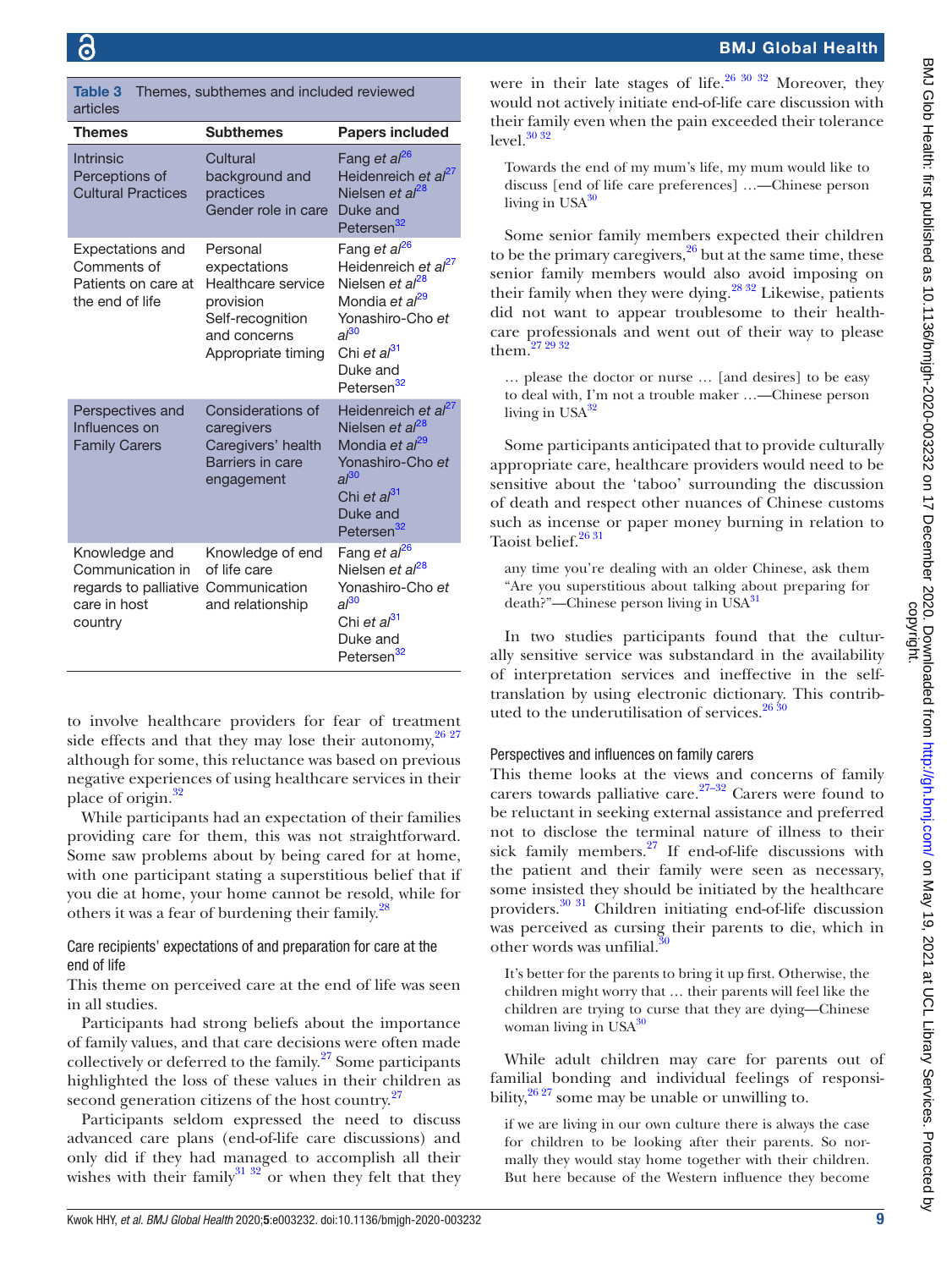**Table 3** Themes, subthemes and included reviewed articles

| Themes | Subthemes | Papers included |
|---|---|---|
| Intrinsic Perceptions of Cultural Practices | Cultural background and practices<br>Gender role in care | Fang *et al*[26]<br>Heidenreich *et al*[27]<br>Nielsen *et al*[28]<br>Duke and Petersen[32] |
| Expectations and Comments of Patients on care at the end of life | Personal expectations<br>Healthcare service provision<br>Self-recognition and concerns<br>Appropriate timing | Fang *et al*[26]<br>Heidenreich *et al*[27]<br>Nielsen *et al*[28]<br>Mondia *et al*[29]<br>Yonashiro-Cho *et al*[30]<br>Chi *et al*[31]<br>Duke and Petersen[32] |
| Perspectives and Influences on Family Carers | Considerations of caregivers<br>Caregivers' health<br>Barriers in care engagement | Heidenreich *et al*[27]<br>Nielsen *et al*[28]<br>Mondia *et al*[29]<br>Yonashiro-Cho *et al*[30]<br>Chi *et al*[31]<br>Duke and Petersen[32] |
| Knowledge and Communication in regards to palliative care in host country | Knowledge of end of life care<br>Communication and relationship | Fang *et al*[26]<br>Nielsen *et al*[28]<br>Yonashiro-Cho *et al*[30]<br>Chi *et al*[31]<br>Duke and Petersen[32] |

to involve healthcare providers for fear of treatment side effects and that they may lose their autonomy,[26 27] although for some, this reluctance was based on previous negative experiences of using healthcare services in their place of origin.[32]

While participants had an expectation of their families providing care for them, this was not straightforward. Some saw problems about by being cared for at home, with one participant stating a superstitious belief that if you die at home, your home cannot be resold, while for others it was a fear of burdening their family.[28]

### Care recipients' expectations of and preparation for care at the end of life

This theme on perceived care at the end of life was seen in all studies.

Participants had strong beliefs about the importance of family values, and that care decisions were often made collectively or deferred to the family.[27] Some participants highlighted the loss of these values in their children as second generation citizens of the host country.[27]

Participants seldom expressed the need to discuss advanced care plans (end-of-life care discussions) and only did if they had managed to accomplish all their wishes with their family[31 32] or when they felt that they were in their late stages of life.[26 30 32] Moreover, they would not actively initiate end-of-life care discussion with their family even when the pain exceeded their tolerance level.[30 32]

> Towards the end of my mum's life, my mum would like to discuss [end of life care preferences] …—Chinese person living in USA[30]

Some senior family members expected their children to be the primary caregivers,[26] but at the same time, these senior family members would also avoid imposing on their family when they were dying.[28 32] Likewise, patients did not want to appear troublesome to their healthcare professionals and went out of their way to please them.[27 29 32]

> … please the doctor or nurse … [and desires] to be easy to deal with, I'm not a trouble maker …—Chinese person living in USA[32]

Some participants anticipated that to provide culturally appropriate care, healthcare providers would need to be sensitive about the 'taboo' surrounding the discussion of death and respect other nuances of Chinese customs such as incense or paper money burning in relation to Taoist belief.[26 31]

> any time you're dealing with an older Chinese, ask them "Are you superstitious about talking about preparing for death?"—Chinese person living in USA[31]

In two studies participants found that the culturally sensitive service was substandard in the availability of interpretation services and ineffective in the self-translation by using electronic dictionary. This contributed to the underutilisation of services.[26 30]

### Perspectives and influences on family carers

This theme looks at the views and concerns of family carers towards palliative care.[27–32] Carers were found to be reluctant in seeking external assistance and preferred not to disclose the terminal nature of illness to their sick family members.[27] If end-of-life discussions with the patient and their family were seen as necessary, some insisted they should be initiated by the healthcare providers.[30 31] Children initiating end-of-life discussion was perceived as cursing their parents to die, which in other words was unfilial.[30]

> It's better for the parents to bring it up first. Otherwise, the children might worry that … their parents will feel like the children are trying to curse that they are dying—Chinese woman living in USA[30]

While adult children may care for parents out of familial bonding and individual feelings of responsibility,[26 27] some may be unable or unwilling to.

> if we are living in our own culture there is always the case for children to be looking after their parents. So normally they would stay home together with their children. But here because of the Western influence they become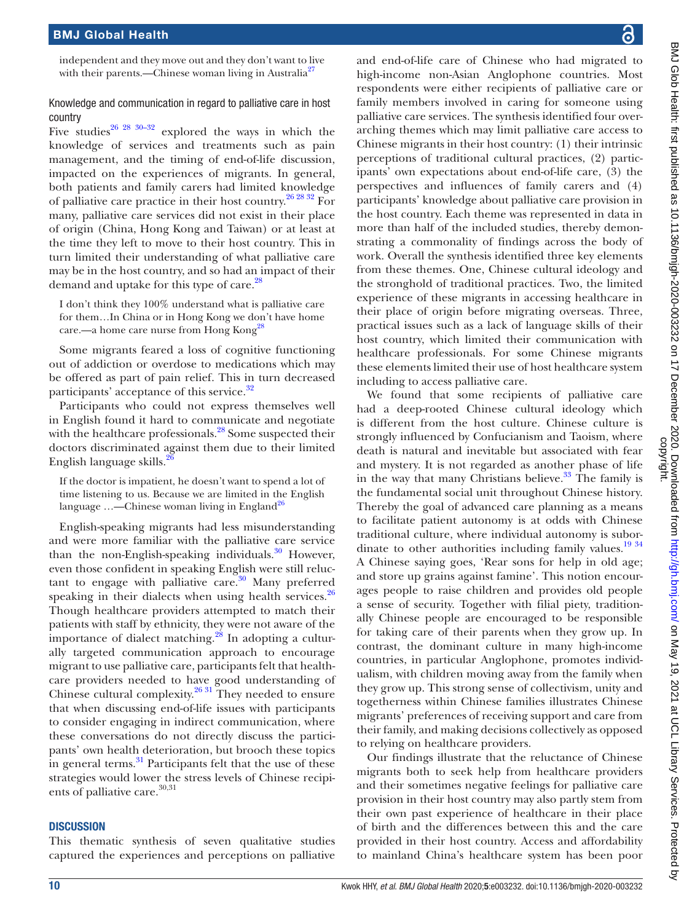independent and they move out and they don't want to live with their parents.—Chinese woman living in Australia[27]

### Knowledge and communication in regard to palliative care in host country

Five studies[26 28 30–32] explored the ways in which the knowledge of services and treatments such as pain management, and the timing of end-of-life discussion, impacted on the experiences of migrants. In general, both patients and family carers had limited knowledge of palliative care practice in their host country.[26 28 32] For many, palliative care services did not exist in their place of origin (China, Hong Kong and Taiwan) or at least at the time they left to move to their host country. This in turn limited their understanding of what palliative care may be in the host country, and so had an impact of their demand and uptake for this type of care.[28]

> I don't think they 100% understand what is palliative care for them…In China or in Hong Kong we don't have home care.—a home care nurse from Hong Kong[28]

Some migrants feared a loss of cognitive functioning out of addiction or overdose to medications which may be offered as part of pain relief. This in turn decreased participants' acceptance of this service.[32]

Participants who could not express themselves well in English found it hard to communicate and negotiate with the healthcare professionals.[28] Some suspected their doctors discriminated against them due to their limited English language skills.[26]

> If the doctor is impatient, he doesn't want to spend a lot of time listening to us. Because we are limited in the English language …—Chinese woman living in England[26]

English-speaking migrants had less misunderstanding and were more familiar with the palliative care service than the non-English-speaking individuals.[30] However, even those confident in speaking English were still reluctant to engage with palliative care.[30] Many preferred speaking in their dialects when using health services.[26] Though healthcare providers attempted to match their patients with staff by ethnicity, they were not aware of the importance of dialect matching.[28] In adopting a culturally targeted communication approach to encourage migrant to use palliative care, participants felt that healthcare providers needed to have good understanding of Chinese cultural complexity.[26 31] They needed to ensure that when discussing end-of-life issues with participants to consider engaging in indirect communication, where these conversations do not directly discuss the participants' own health deterioration, but brooch these topics in general terms.[31] Participants felt that the use of these strategies would lower the stress levels of Chinese recipients of palliative care.[30,31]

## DISCUSSION

This thematic synthesis of seven qualitative studies captured the experiences and perceptions on palliative and end-of-life care of Chinese who had migrated to high-income non-Asian Anglophone countries. Most respondents were either recipients of palliative care or family members involved in caring for someone using palliative care services. The synthesis identified four overarching themes which may limit palliative care access to Chinese migrants in their host country: (1) their intrinsic perceptions of traditional cultural practices, (2) participants' own expectations about end-of-life care, (3) the perspectives and influences of family carers and (4) participants' knowledge about palliative care provision in the host country. Each theme was represented in data in more than half of the included studies, thereby demonstrating a commonality of findings across the body of work. Overall the synthesis identified three key elements from these themes. One, Chinese cultural ideology and the stronghold of traditional practices. Two, the limited experience of these migrants in accessing healthcare in their place of origin before migrating overseas. Three, practical issues such as a lack of language skills of their host country, which limited their communication with healthcare professionals. For some Chinese migrants these elements limited their use of host healthcare system including to access palliative care.

We found that some recipients of palliative care had a deep-rooted Chinese cultural ideology which is different from the host culture. Chinese culture is strongly influenced by Confucianism and Taoism, where death is natural and inevitable but associated with fear and mystery. It is not regarded as another phase of life in the way that many Christians believe.[33] The family is the fundamental social unit throughout Chinese history. Thereby the goal of advanced care planning as a means to facilitate patient autonomy is at odds with Chinese traditional culture, where individual autonomy is subordinate to other authorities including family values.[19 34] A Chinese saying goes, 'Rear sons for help in old age; and store up grains against famine'. This notion encourages people to raise children and provides old people a sense of security. Together with filial piety, traditionally Chinese people are encouraged to be responsible for taking care of their parents when they grow up. In contrast, the dominant culture in many high-income countries, in particular Anglophone, promotes individualism, with children moving away from the family when they grow up. This strong sense of collectivism, unity and togetherness within Chinese families illustrates Chinese migrants' preferences of receiving support and care from their family, and making decisions collectively as opposed to relying on healthcare providers.

Our findings illustrate that the reluctance of Chinese migrants both to seek help from healthcare providers and their sometimes negative feelings for palliative care provision in their host country may also partly stem from their own past experience of healthcare in their place of birth and the differences between this and the care provided in their host country. Access and affordability to mainland China's healthcare system has been poor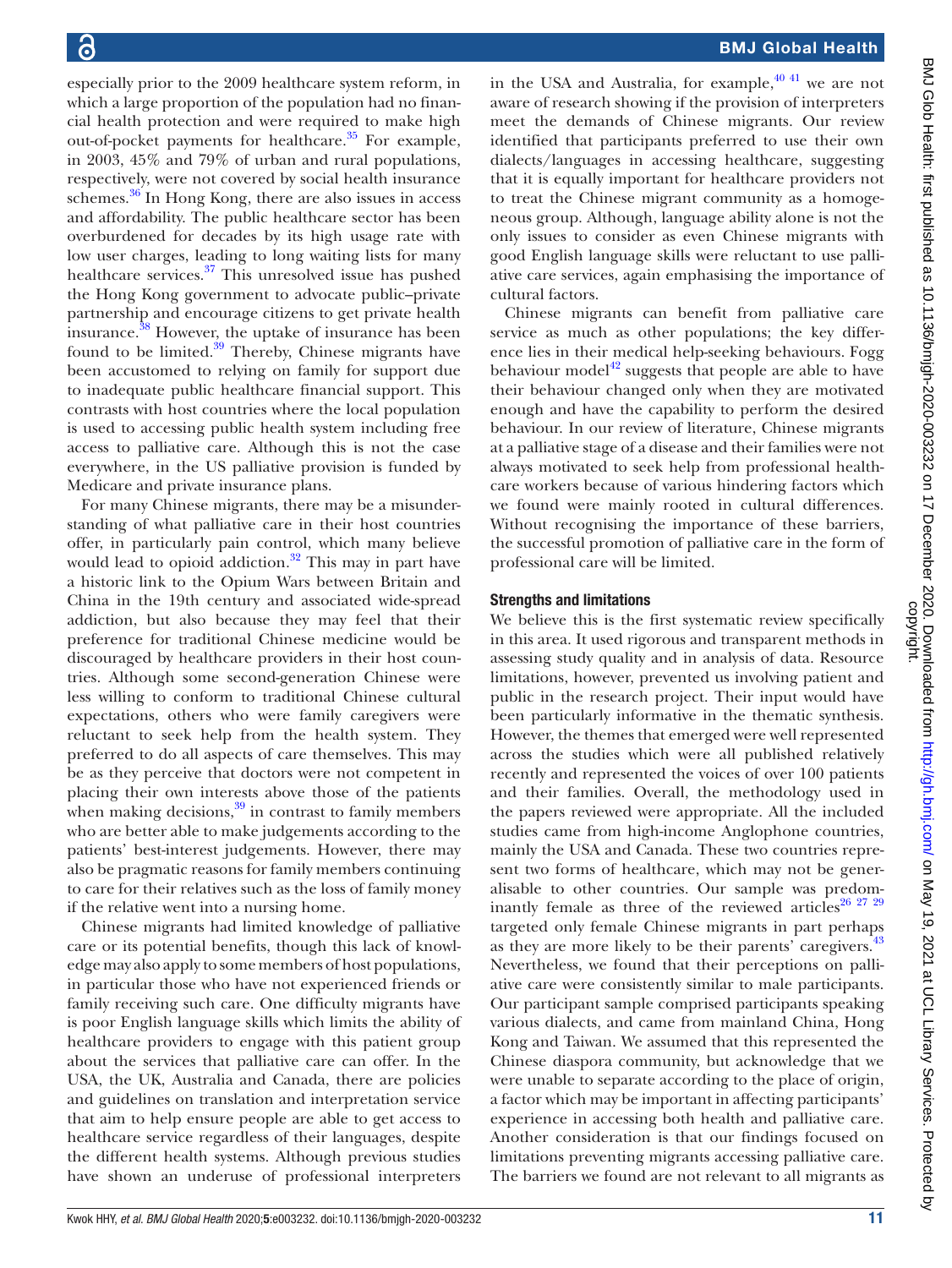especially prior to the 2009 healthcare system reform, in which a large proportion of the population had no financial health protection and were required to make high out-of-pocket payments for healthcare.[35] For example, in 2003, 45% and 79% of urban and rural populations, respectively, were not covered by social health insurance schemes.[36] In Hong Kong, there are also issues in access and affordability. The public healthcare sector has been overburdened for decades by its high usage rate with low user charges, leading to long waiting lists for many healthcare services.[37] This unresolved issue has pushed the Hong Kong government to advocate public–private partnership and encourage citizens to get private health insurance.[38] However, the uptake of insurance has been found to be limited.[39] Thereby, Chinese migrants have been accustomed to relying on family for support due to inadequate public healthcare financial support. This contrasts with host countries where the local population is used to accessing public health system including free access to palliative care. Although this is not the case everywhere, in the US palliative provision is funded by Medicare and private insurance plans.

For many Chinese migrants, there may be a misunderstanding of what palliative care in their host countries offer, in particularly pain control, which many believe would lead to opioid addiction.[32] This may in part have a historic link to the Opium Wars between Britain and China in the 19th century and associated wide-spread addiction, but also because they may feel that their preference for traditional Chinese medicine would be discouraged by healthcare providers in their host countries. Although some second-generation Chinese were less willing to conform to traditional Chinese cultural expectations, others who were family caregivers were reluctant to seek help from the health system. They preferred to do all aspects of care themselves. This may be as they perceive that doctors were not competent in placing their own interests above those of the patients when making decisions,[39] in contrast to family members who are better able to make judgements according to the patients' best-interest judgements. However, there may also be pragmatic reasons for family members continuing to care for their relatives such as the loss of family money if the relative went into a nursing home.

Chinese migrants had limited knowledge of palliative care or its potential benefits, though this lack of knowledge may also apply to some members of host populations, in particular those who have not experienced friends or family receiving such care. One difficulty migrants have is poor English language skills which limits the ability of healthcare providers to engage with this patient group about the services that palliative care can offer. In the USA, the UK, Australia and Canada, there are policies and guidelines on translation and interpretation service that aim to help ensure people are able to get access to healthcare service regardless of their languages, despite the different health systems. Although previous studies have shown an underuse of professional interpreters in the USA and Australia, for example,[40,41] we are not aware of research showing if the provision of interpreters meet the demands of Chinese migrants. Our review identified that participants preferred to use their own dialects/languages in accessing healthcare, suggesting that it is equally important for healthcare providers not to treat the Chinese migrant community as a homogeneous group. Although, language ability alone is not the only issues to consider as even Chinese migrants with good English language skills were reluctant to use palliative care services, again emphasising the importance of cultural factors.

Chinese migrants can benefit from palliative care service as much as other populations; the key difference lies in their medical help-seeking behaviours. Fogg behaviour model[42] suggests that people are able to have their behaviour changed only when they are motivated enough and have the capability to perform the desired behaviour. In our review of literature, Chinese migrants at a palliative stage of a disease and their families were not always motivated to seek help from professional healthcare workers because of various hindering factors which we found were mainly rooted in cultural differences. Without recognising the importance of these barriers, the successful promotion of palliative care in the form of professional care will be limited.

### Strengths and limitations

We believe this is the first systematic review specifically in this area. It used rigorous and transparent methods in assessing study quality and in analysis of data. Resource limitations, however, prevented us involving patient and public in the research project. Their input would have been particularly informative in the thematic synthesis. However, the themes that emerged were well represented across the studies which were all published relatively recently and represented the voices of over 100 patients and their families. Overall, the methodology used in the papers reviewed were appropriate. All the included studies came from high-income Anglophone countries, mainly the USA and Canada. These two countries represent two forms of healthcare, which may not be generalisable to other countries. Our sample was predominantly female as three of the reviewed articles[26,27,29] targeted only female Chinese migrants in part perhaps as they are more likely to be their parents' caregivers.[43] Nevertheless, we found that their perceptions on palliative care were consistently similar to male participants. Our participant sample comprised participants speaking various dialects, and came from mainland China, Hong Kong and Taiwan. We assumed that this represented the Chinese diaspora community, but acknowledge that we were unable to separate according to the place of origin, a factor which may be important in affecting participants' experience in accessing both health and palliative care. Another consideration is that our findings focused on limitations preventing migrants accessing palliative care. The barriers we found are not relevant to all migrants as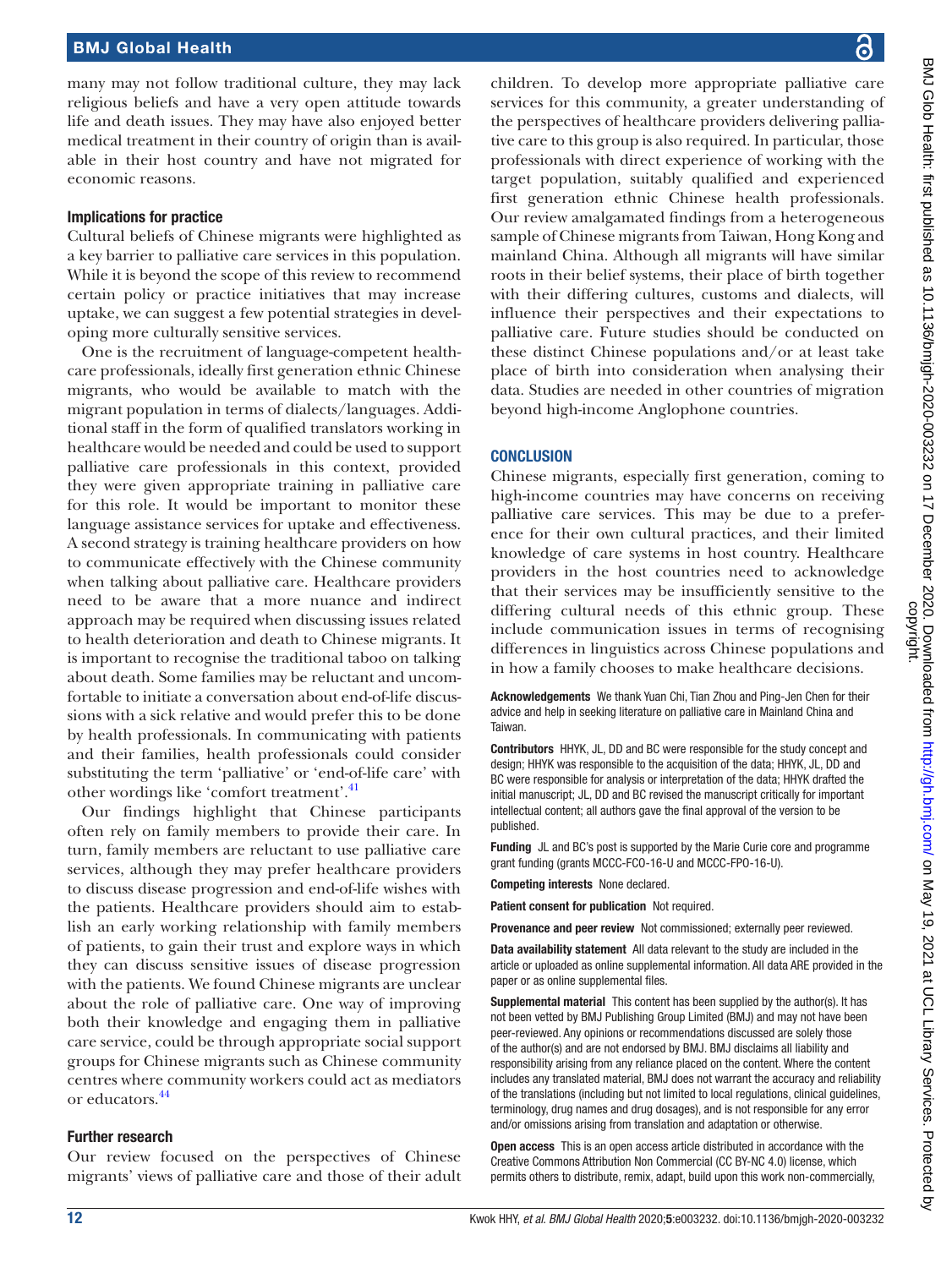many may not follow traditional culture, they may lack religious beliefs and have a very open attitude towards life and death issues. They may have also enjoyed better medical treatment in their country of origin than is available in their host country and have not migrated for economic reasons.

### Implications for practice

Cultural beliefs of Chinese migrants were highlighted as a key barrier to palliative care services in this population. While it is beyond the scope of this review to recommend certain policy or practice initiatives that may increase uptake, we can suggest a few potential strategies in developing more culturally sensitive services.

One is the recruitment of language-competent healthcare professionals, ideally first generation ethnic Chinese migrants, who would be available to match with the migrant population in terms of dialects/languages. Additional staff in the form of qualified translators working in healthcare would be needed and could be used to support palliative care professionals in this context, provided they were given appropriate training in palliative care for this role. It would be important to monitor these language assistance services for uptake and effectiveness. A second strategy is training healthcare providers on how to communicate effectively with the Chinese community when talking about palliative care. Healthcare providers need to be aware that a more nuance and indirect approach may be required when discussing issues related to health deterioration and death to Chinese migrants. It is important to recognise the traditional taboo on talking about death. Some families may be reluctant and uncomfortable to initiate a conversation about end-of-life discussions with a sick relative and would prefer this to be done by health professionals. In communicating with patients and their families, health professionals could consider substituting the term 'palliative' or 'end-of-life care' with other wordings like 'comfort treatment'.[41]

Our findings highlight that Chinese participants often rely on family members to provide their care. In turn, family members are reluctant to use palliative care services, although they may prefer healthcare providers to discuss disease progression and end-of-life wishes with the patients. Healthcare providers should aim to establish an early working relationship with family members of patients, to gain their trust and explore ways in which they can discuss sensitive issues of disease progression with the patients. We found Chinese migrants are unclear about the role of palliative care. One way of improving both their knowledge and engaging them in palliative care service, could be through appropriate social support groups for Chinese migrants such as Chinese community centres where community workers could act as mediators or educators.[44]

### Further research

Our review focused on the perspectives of Chinese migrants' views of palliative care and those of their adult children. To develop more appropriate palliative care services for this community, a greater understanding of the perspectives of healthcare providers delivering palliative care to this group is also required. In particular, those professionals with direct experience of working with the target population, suitably qualified and experienced first generation ethnic Chinese health professionals. Our review amalgamated findings from a heterogeneous sample of Chinese migrants from Taiwan, Hong Kong and mainland China. Although all migrants will have similar roots in their belief systems, their place of birth together with their differing cultures, customs and dialects, will influence their perspectives and their expectations to palliative care. Future studies should be conducted on these distinct Chinese populations and/or at least take place of birth into consideration when analysing their data. Studies are needed in other countries of migration beyond high-income Anglophone countries.

## CONCLUSION

Chinese migrants, especially first generation, coming to high-income countries may have concerns on receiving palliative care services. This may be due to a preference for their own cultural practices, and their limited knowledge of care systems in host country. Healthcare providers in the host countries need to acknowledge that their services may be insufficiently sensitive to the differing cultural needs of this ethnic group. These include communication issues in terms of recognising differences in linguistics across Chinese populations and in how a family chooses to make healthcare decisions.

**Acknowledgements** We thank Yuan Chi, Tian Zhou and Ping-Jen Chen for their advice and help in seeking literature on palliative care in Mainland China and Taiwan.

**Contributors** HHYK, JL, DD and BC were responsible for the study concept and design; HHYK was responsible to the acquisition of the data; HHYK, JL, DD and BC were responsible for analysis or interpretation of the data; HHYK drafted the initial manuscript; JL, DD and BC revised the manuscript critically for important intellectual content; all authors gave the final approval of the version to be published.

**Funding** JL and BC's post is supported by the Marie Curie core and programme grant funding (grants MCCC-FCO-16-U and MCCC-FPO-16-U).

**Competing interests** None declared.

**Patient consent for publication** Not required.

**Provenance and peer review** Not commissioned; externally peer reviewed.

**Data availability statement** All data relevant to the study are included in the article or uploaded as online supplemental information. All data ARE provided in the paper or as online supplemental files.

**Supplemental material** This content has been supplied by the author(s). It has not been vetted by BMJ Publishing Group Limited (BMJ) and may not have been peer-reviewed. Any opinions or recommendations discussed are solely those of the author(s) and are not endorsed by BMJ. BMJ disclaims all liability and responsibility arising from any reliance placed on the content. Where the content includes any translated material, BMJ does not warrant the accuracy and reliability of the translations (including but not limited to local regulations, clinical guidelines, terminology, drug names and drug dosages), and is not responsible for any error and/or omissions arising from translation and adaptation or otherwise.

**Open access** This is an open access article distributed in accordance with the Creative Commons Attribution Non Commercial (CC BY-NC 4.0) license, which permits others to distribute, remix, adapt, build upon this work non-commercially,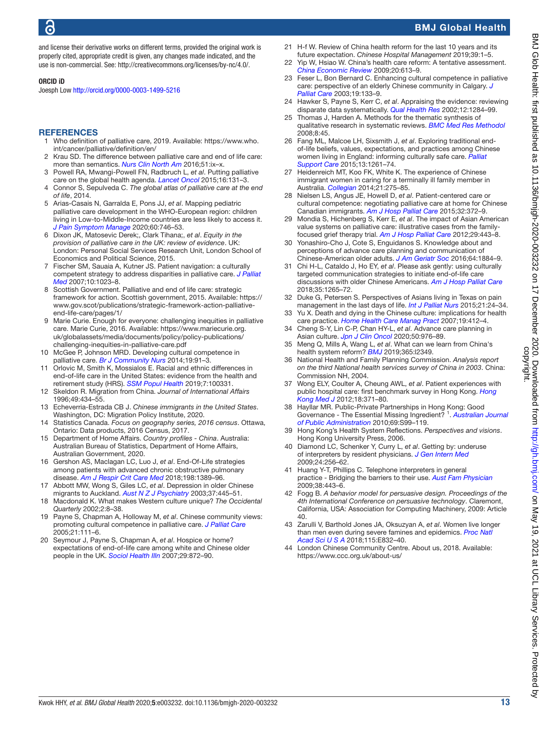and license their derivative works on different terms, provided the original work is properly cited, appropriate credit is given, any changes made indicated, and the use is non-commercial. See: http://creativecommons.org/licenses/by-nc/4.0/.

**ORCID iD**

Joesph Low http://orcid.org/0000-0003-1499-5216

## REFERENCES

1. Who definition of palliative care, 2019. Available: https://www.who.int/cancer/palliative/definition/en/
2. Krau SD. The difference between palliative care and end of life care: more than semantics. *Nurs Clin North Am* 2016;51:ix–x.
3. Powell RA, Mwangi-Powell FN, Radbruch L, *et al*. Putting palliative care on the global health agenda. *Lancet Oncol* 2015;16:131–3.
4. Connor S, Sepulveda C. *The global atlas of palliative care at the end of life*, 2014.
5. Arias-Casais N, Garralda E, Pons JJ, *et al*. Mapping pediatric palliative care development in the WHO-European region: children living in Low-to-Middle-Income countries are less likely to access it. *J Pain Symptom Manage* 2020;60:746–53.
6. Dixon JK, Matosevic Derek;, Clark Tihana;, *et al*. *Equity in the provision of palliative care in the UK: review of evidence*. UK: London: Personal Social Services Research Unit, London School of Economics and Political Science, 2015.
7. Fischer SM, Sauaia A, Kutner JS. Patient navigation: a culturally competent strategy to address disparities in palliative care. *J Palliat Med* 2007;10:1023–8.
8. Scottish Government. Palliative and end of life care: strategic framework for action. Scottish government, 2015. Available: https://www.gov.scot/publications/strategic-framework-action-palliative-end-life-care/pages/1/
9. Marie Curie. Enough for everyone: challenging inequities in palliative care. Marie Curie, 2016. Available: https://www.mariecurie.org.uk/globalassets/media/documents/policy/policy-publications/challenging-inequities-in-palliative-care.pdf
10. McGee P, Johnson MRD. Developing cultural competence in palliative care. *Br J Community Nurs* 2014;19:91–3.
11. Orlovic M, Smith K, Mossialos E. Racial and ethnic differences in end-of-life care in the United States: evidence from the health and retirement study (HRS). *SSM Popul Health* 2019;7:100331.
12. Skeldon R. Migration from China. *Journal of International Affairs* 1996;49:434–55.
13. Echeverria-Estrada CB J. *Chinese immigrants in the United States*. Washington, DC: Migration Policy Institute, 2020.
14. Statistics Canada. *Focus on geography series, 2016 census*. Ottawa, Ontario: Data products, 2016 Census, 2017.
15. Department of Home Affairs. *Country profiles - China*. Australia: Australian Bureau of Statistics, Department of Home Affairs, Australian Government, 2020.
16. Gershon AS, Maclagan LC, Luo J, *et al*. End-Of-Life strategies among patients with advanced chronic obstructive pulmonary disease. *Am J Respir Crit Care Med* 2018;198:1389–96.
17. Abbott MW, Wong S, Giles LC, *et al*. Depression in older Chinese migrants to Auckland. *Aust N Z J Psychiatry* 2003;37:445–51.
18. Macdonald K. What makes Western culture unique? *The Occidental Quarterly* 2002;2:8–38.
19. Payne S, Chapman A, Holloway M, *et al*. Chinese community views: promoting cultural competence in palliative care. *J Palliat Care* 2005;21:111–6.
20. Seymour J, Payne S, Chapman A, *et al*. Hospice or home? expectations of end-of-life care among white and Chinese older people in the UK. *Sociol Health Illn* 2007;29:872–90.
21. H-f W. Review of China health reform for the last 10 years and its future expectation. *Chinese Hospital Management* 2019;39:1–5.
22. Yip W, Hsiao W. China's health care reform: A tentative assessment. *China Economic Review* 2009;20:613–9.
23. Feser L, Bon Bernard C. Enhancing cultural competence in palliative care: perspective of an elderly Chinese community in Calgary. *J Palliat Care* 2003;19:133–9.
24. Hawker S, Payne S, Kerr C, *et al*. Appraising the evidence: reviewing disparate data systematically. *Qual Health Res* 2002;12:1284–99.
25. Thomas J, Harden A. Methods for the thematic synthesis of qualitative research in systematic reviews. *BMC Med Res Methodol* 2008;8:45.
26. Fang ML, Malcoe LH, Sixsmith J, *et al*. Exploring traditional end-of-life beliefs, values, expectations, and practices among Chinese women living in England: informing culturally safe care. *Palliat Support Care* 2015;13:1261–74.
27. Heidenreich MT, Koo FK, White K. The experience of Chinese immigrant women in caring for a terminally ill family member in Australia. *Collegian* 2014;21:275–85.
28. Nielsen LS, Angus JE, Howell D, *et al*. Patient-centered care or cultural competence: negotiating palliative care at home for Chinese Canadian immigrants. *Am J Hosp Palliat Care* 2015;32:372–9.
29. Mondia S, Hichenberg S, Kerr E, *et al*. The impact of Asian American value systems on palliative care: illustrative cases from the family-focused grief therapy trial. *Am J Hosp Palliat Care* 2012;29:443–8.
30. Yonashiro-Cho J, Cote S, Enguidanos S. Knowledge about and perceptions of advance care planning and communication of Chinese-American older adults. *J Am Geriatr Soc* 2016;64:1884–9.
31. Chi H-L, Cataldo J, Ho EY, *et al*. Please ask gently: using culturally targeted communication strategies to initiate end-of-life care discussions with older Chinese Americans. *Am J Hosp Palliat Care* 2018;35:1265–72.
32. Duke G, Petersen S. Perspectives of Asians living in Texas on pain management in the last days of life. *Int J Palliat Nurs* 2015;21:24–34.
33. Yu X. Death and dying in the Chinese culture: implications for health care practice. *Home Health Care Manag Pract* 2007;19:412–4.
34. Cheng S-Y, Lin C-P, Chan HY-L, *et al*. Advance care planning in Asian culture. *Jpn J Clin Oncol* 2020;50:976–89.
35. Meng Q, Mills A, Wang L, *et al*. What can we learn from China's health system reform? *BMJ* 2019;365:l2349.
36. National Health and Family Planning Commission. *Analysis report on the third National health services survey of China in 2003*. China: Commission NH, 2004.
37. Wong ELY, Coulter A, Cheung AWL, *et al*. Patient experiences with public hospital care: first benchmark survey in Hong Kong. *Hong Kong Med J* 2012;18:371–80.
38. Hayllar MR. Public-Private Partnerships in Hong Kong: Good Governance - The Essential Missing Ingredient? [1]. *Australian Journal of Public Administration* 2010;69:S99–119.
39. Hong Kong's Health System Reflections. *Perspectives and visions*. Hong Kong University Press, 2006.
40. Diamond LC, Schenker Y, Curry L, *et al*. Getting by: underuse of interpreters by resident physicians. *J Gen Intern Med* 2009;24:256–62.
41. Huang Y-T, Phillips C. Telephone interpreters in general practice - Bridging the barriers to their use. *Aust Fam Physician* 2009;38:443–6.
42. Fogg B. *A behavior model for persuasive design. Proceedings of the 4th International Conference on persuasive technology*. Claremont, California, USA: Association for Computing Machinery, 2009: Article 40.
43. Zarulli V, Barthold Jones JA, Oksuzyan A, *et al*. Women live longer than men even during severe famines and epidemics. *Proc Natl Acad Sci U S A* 2018;115:E832–40.
44. London Chinese Community Centre. About us, 2018. Available: https://www.ccc.org.uk/about-us/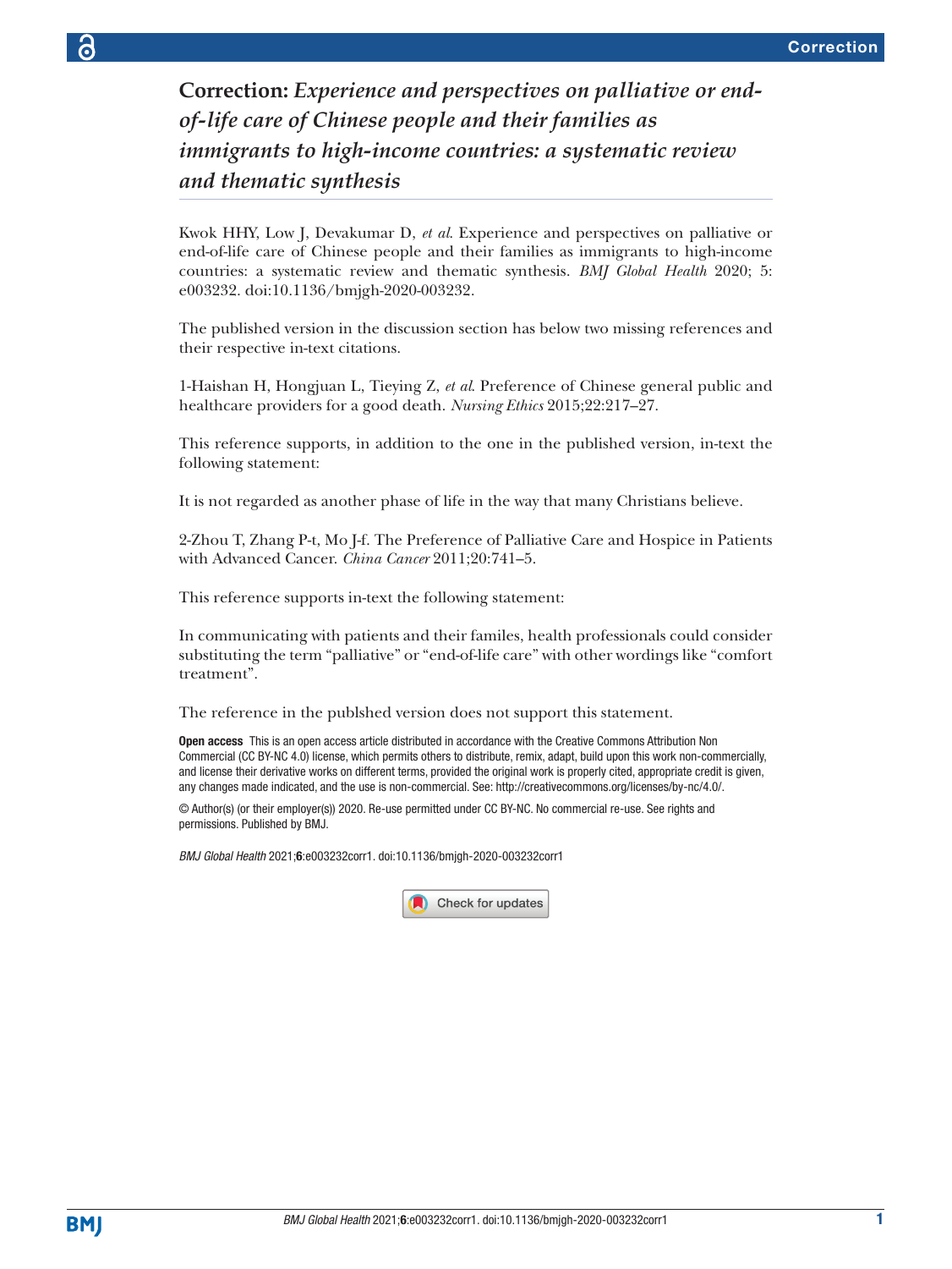# Correction: *Experience and perspectives on palliative or end-of-life care of Chinese people and their families as immigrants to high-income countries: a systematic review and thematic synthesis*

Kwok HHY, Low J, Devakumar D, *et al*. Experience and perspectives on palliative or end-of-life care of Chinese people and their families as immigrants to high-income countries: a systematic review and thematic synthesis. *BMJ Global Health* 2020; 5: e003232. doi:10.1136/bmjgh-2020-003232.

The published version in the discussion section has below two missing references and their respective in-text citations.

1-Haishan H, Hongjuan L, Tieying Z, *et al*. Preference of Chinese general public and healthcare providers for a good death. *Nursing Ethics* 2015;22:217–27.

This reference supports, in addition to the one in the published version, in-text the following statement:

It is not regarded as another phase of life in the way that many Christians believe.

2-Zhou T, Zhang P-t, Mo J-f. The Preference of Palliative Care and Hospice in Patients with Advanced Cancer. *China Cancer* 2011;20:741–5.

This reference supports in-text the following statement:

In communicating with patients and their familes, health professionals could consider substituting the term "palliative" or "end-of-life care" with other wordings like "comfort treatment".

The reference in the publshed version does not support this statement.

**Open access** This is an open access article distributed in accordance with the Creative Commons Attribution Non Commercial (CC BY-NC 4.0) license, which permits others to distribute, remix, adapt, build upon this work non-commercially, and license their derivative works on different terms, provided the original work is properly cited, appropriate credit is given, any changes made indicated, and the use is non-commercial. See: http://creativecommons.org/licenses/by-nc/4.0/.

© Author(s) (or their employer(s)) 2020. Re-use permitted under CC BY-NC. No commercial re-use. See rights and permissions. Published by BMJ.

*BMJ Global Health* 2021;**6**:e003232corr1. doi:10.1136/bmjgh-2020-003232corr1